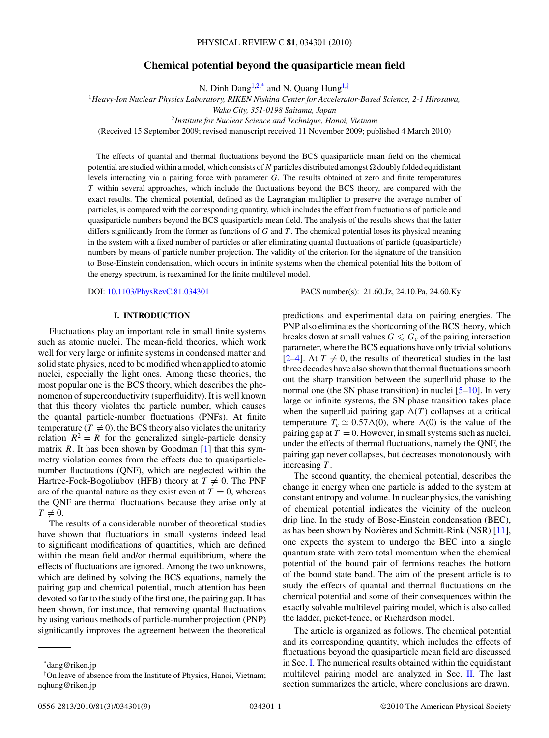# Chemical potential beyond the quasiparticle mean field

N. Dinh Dang[1,2,*] and N. Quang Hung[1,†]

[1]*Heavy-Ion Nuclear Physics Laboratory, RIKEN Nishina Center for Accelerator-Based Science, 2-1 Hirosawa, Wako City, 351-0198 Saitama, Japan*

[2]*Institute for Nuclear Science and Technique, Hanoi, Vietnam*

(Received 15 September 2009; revised manuscript received 11 November 2009; published 4 March 2010)

The effects of quantal and thermal fluctuations beyond the BCS quasiparticle mean field on the chemical potential are studied within a model, which consists of $N$ particles distributed amongst $\Omega$ doubly folded equidistant levels interacting via a pairing force with parameter $G$. The results obtained at zero and finite temperatures $T$ within several approaches, which include the fluctuations beyond the BCS theory, are compared with the exact results. The chemical potential, defined as the Lagrangian multiplier to preserve the average number of particles, is compared with the corresponding quantity, which includes the effect from fluctuations of particle and quasiparticle numbers beyond the BCS quasiparticle mean field. The analysis of the results shows that the latter differs significantly from the former as functions of $G$ and $T$. The chemical potential loses its physical meaning in the system with a fixed number of particles or after eliminating quantal fluctuations of particle (quasiparticle) numbers by means of particle number projection. The validity of the criterion for the signature of the transition to Bose-Einstein condensation, which occurs in infinite systems when the chemical potential hits the bottom of the energy spectrum, is reexamined for the finite multilevel model.

DOI: 10.1103/PhysRevC.81.034301

PACS number(s): 21.60.Jz, 24.10.Pa, 24.60.Ky

## I. INTRODUCTION

Fluctuations play an important role in small finite systems such as atomic nuclei. The mean-field theories, which work well for very large or infinite systems in condensed matter and solid state physics, need to be modified when applied to atomic nuclei, especially the light ones. Among these theories, the most popular one is the BCS theory, which describes the phenomenon of superconductivity (superfluidity). It is well known that this theory violates the particle number, which causes the quantal particle-number fluctuations (PNFs). At finite temperature ($T \neq 0$), the BCS theory also violates the unitarity relation $R^2 = R$ for the generalized single-particle density matrix $R$. It has been shown by Goodman [1] that this symmetry violation comes from the effects due to quasiparticle-number fluctuations (QNF), which are neglected within the Hartree-Fock-Bogoliubov (HFB) theory at $T \neq 0$. The PNF are of the quantal nature as they exist even at $T = 0$, whereas the QNF are thermal fluctuations because they arise only at $T \neq 0$.

The results of a considerable number of theoretical studies have shown that fluctuations in small systems indeed lead to significant modifications of quantities, which are defined within the mean field and/or thermal equilibrium, where the effects of fluctuations are ignored. Among the two unknowns, which are defined by solving the BCS equations, namely the pairing gap and chemical potential, much attention has been devoted so far to the study of the first one, the pairing gap. It has been shown, for instance, that removing quantal fluctuations by using various methods of particle-number projection (PNP) significantly improves the agreement between the theoretical predictions and experimental data on pairing energies. The PNP also eliminates the shortcoming of the BCS theory, which breaks down at small values $G \leqslant G_c$ of the pairing interaction parameter, where the BCS equations have only trivial solutions [2–4]. At $T \neq 0$, the results of theoretical studies in the last three decades have also shown that thermal fluctuations smooth out the sharp transition between the superfluid phase to the normal one (the SN phase transition) in nuclei [5–10]. In very large or infinite systems, the SN phase transition takes place when the superfluid pairing gap $\Delta(T)$ collapses at a critical temperature $T_c \simeq 0.57\Delta(0)$, where $\Delta(0)$ is the value of the pairing gap at $T = 0$. However, in small systems such as nuclei, under the effects of thermal fluctuations, namely the QNF, the pairing gap never collapses, but decreases monotonously with increasing $T$.

The second quantity, the chemical potential, describes the change in energy when one particle is added to the system at constant entropy and volume. In nuclear physics, the vanishing of chemical potential indicates the vicinity of the nucleon drip line. In the study of Bose-Einstein condensation (BEC), as has been shown by Nozières and Schmitt-Rink (NSR) [11], one expects the system to undergo the BEC into a single quantum state with zero total momentum when the chemical potential of the bound pair of fermions reaches the bottom of the bound state band. The aim of the present article is to study the effects of quantal and thermal fluctuations on the chemical potential and some of their consequences within the exactly solvable multilevel pairing model, which is also called the ladder, picket-fence, or Richardson model.

The article is organized as follows. The chemical potential and its corresponding quantity, which includes the effects of fluctuations beyond the quasiparticle mean field are discussed in Sec. I. The numerical results obtained within the equidistant multilevel pairing model are analyzed in Sec. II. The last section summarizes the article, where conclusions are drawn.

---

*dang@riken.jp

†On leave of absence from the Institute of Physics, Hanoi, Vietnam; nqhung@riken.jp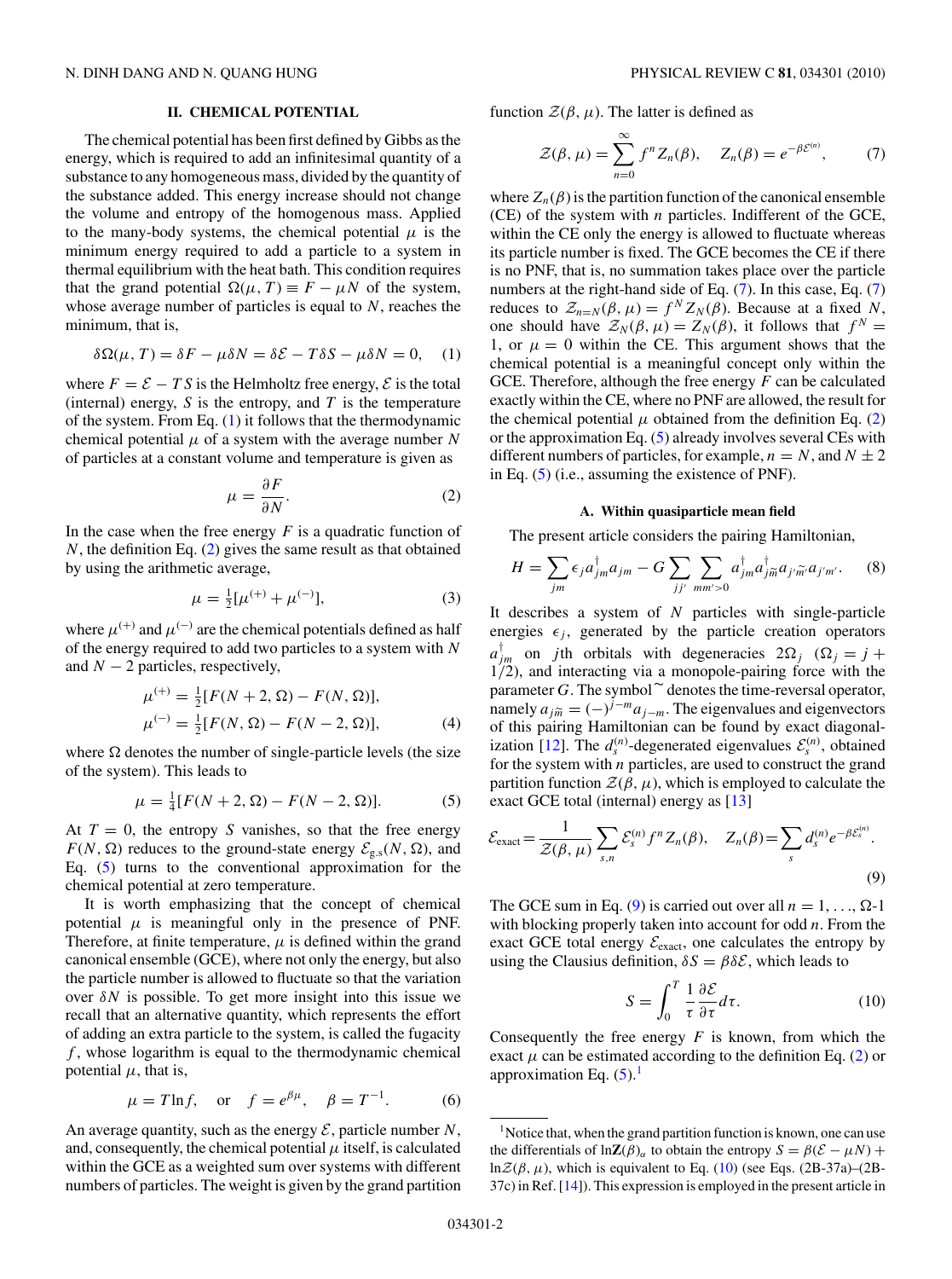## II. CHEMICAL POTENTIAL

The chemical potential has been first defined by Gibbs as the energy, which is required to add an infinitesimal quantity of a substance to any homogeneous mass, divided by the quantity of the substance added. This energy increase should not change the volume and entropy of the homogenous mass. Applied to the many-body systems, the chemical potential $\mu$ is the minimum energy required to add a particle to a system in thermal equilibrium with the heat bath. This condition requires that the grand potential $\Omega(\mu, T) \equiv F - \mu N$ of the system, whose average number of particles is equal to $N$, reaches the minimum, that is,

$$\delta\Omega(\mu, T) = \delta F - \mu\delta N = \delta\mathcal{E} - T\delta S - \mu\delta N = 0, \quad (1)$$

where $F = \mathcal{E} - TS$ is the Helmholtz free energy, $\mathcal{E}$ is the total (internal) energy, $S$ is the entropy, and $T$ is the temperature of the system. From Eq. (1) it follows that the thermodynamic chemical potential $\mu$ of a system with the average number $N$ of particles at a constant volume and temperature is given as

$$\mu = \frac{\partial F}{\partial N}. \quad (2)$$

In the case when the free energy $F$ is a quadratic function of $N$, the definition Eq. (2) gives the same result as that obtained by using the arithmetic average,

$$\mu = \tfrac{1}{2}[\mu^{(+)} + \mu^{(-)}], \quad (3)$$

where $\mu^{(+)}$ and $\mu^{(-)}$ are the chemical potentials defined as half of the energy required to add two particles to a system with $N$ and $N-2$ particles, respectively,

$$\mu^{(+)} = \tfrac{1}{2}[F(N+2, \Omega) - F(N, \Omega)],$$
$$\mu^{(-)} = \tfrac{1}{2}[F(N, \Omega) - F(N-2, \Omega)], \quad (4)$$

where $\Omega$ denotes the number of single-particle levels (the size of the system). This leads to

$$\mu = \tfrac{1}{4}[F(N+2, \Omega) - F(N-2, \Omega)]. \quad (5)$$

At $T = 0$, the entropy $S$ vanishes, so that the free energy $F(N, \Omega)$ reduces to the ground-state energy $\mathcal{E}_{\rm g.s}(N, \Omega)$, and Eq. (5) turns to the conventional approximation for the chemical potential at zero temperature.

It is worth emphasizing that the concept of chemical potential $\mu$ is meaningful only in the presence of PNF. Therefore, at finite temperature, $\mu$ is defined within the grand canonical ensemble (GCE), where not only the energy, but also the particle number is allowed to fluctuate so that the variation over $\delta N$ is possible. To get more insight into this issue we recall that an alternative quantity, which represents the effort of adding an extra particle to the system, is called the fugacity $f$, whose logarithm is equal to the thermodynamic chemical potential $\mu$, that is,

$$\mu = T\ln f, \quad \text{or} \quad f = e^{\beta\mu}, \quad \beta = T^{-1}. \quad (6)$$

An average quantity, such as the energy $\mathcal{E}$, particle number $N$, and, consequently, the chemical potential $\mu$ itself, is calculated within the GCE as a weighted sum over systems with different numbers of particles. The weight is given by the grand partition function $\mathcal{Z}(\beta, \mu)$. The latter is defined as

$$\mathcal{Z}(\beta, \mu) = \sum_{n=0}^{\infty} f^n Z_n(\beta), \quad Z_n(\beta) = e^{-\beta\mathcal{E}^{(n)}}, \quad (7)$$

where $Z_n(\beta)$ is the partition function of the canonical ensemble (CE) of the system with $n$ particles. Indifferent of the GCE, within the CE only the energy is allowed to fluctuate whereas its particle number is fixed. The GCE becomes the CE if there is no PNF, that is, no summation takes place over the particle numbers at the right-hand side of Eq. (7). In this case, Eq. (7) reduces to $\mathcal{Z}_{n=N}(\beta, \mu) = f^N Z_N(\beta)$. Because at a fixed $N$, one should have $\mathcal{Z}_N(\beta, \mu) = Z_N(\beta)$, it follows that $f^N = 1$, or $\mu = 0$ within the CE. This argument shows that the chemical potential is a meaningful concept only within the GCE. Therefore, although the free energy $F$ can be calculated exactly within the CE, where no PNF are allowed, the result for the chemical potential $\mu$ obtained from the definition Eq. (2) or the approximation Eq. (5) already involves several CEs with different numbers of particles, for example, $n = N$, and $N \pm 2$ in Eq. (5) (i.e., assuming the existence of PNF).

### A. Within quasiparticle mean field

The present article considers the pairing Hamiltonian,

$$H = \sum_{jm} \epsilon_j a_{jm}^{\dagger} a_{jm} - G \sum_{jj'} \sum_{mm'>0} a_{jm}^{\dagger} a_{j\widetilde{m}}^{\dagger} a_{j'\widetilde{m'}} a_{j'm'}. \quad (8)$$

It describes a system of $N$ particles with single-particle energies $\epsilon_j$, generated by the particle creation operators $a_{jm}^{\dagger}$ on $j$th orbitals with degeneracies $2\Omega_j$ ($\Omega_j = j + 1/2$), and interacting via a monopole-pairing force with the parameter $G$. The symbol $\widetilde{}$ denotes the time-reversal operator, namely $a_{j\widetilde{m}} = (-)^{j-m} a_{j-m}$. The eigenvalues and eigenvectors of this pairing Hamiltonian can be found by exact diagonalization [12]. The $d_s^{(n)}$-degenerated eigenvalues $\mathcal{E}_s^{(n)}$, obtained for the system with $n$ particles, are used to construct the grand partition function $\mathcal{Z}(\beta, \mu)$, which is employed to calculate the exact GCE total (internal) energy as [13]

$$\mathcal{E}_{\rm exact} = \frac{1}{\mathcal{Z}(\beta, \mu)} \sum_{s,n} \mathcal{E}_s^{(n)} f^n Z_n(\beta), \quad Z_n(\beta) = \sum_s d_s^{(n)} e^{-\beta\mathcal{E}_s^{(n)}}. \quad (9)$$

The GCE sum in Eq. (9) is carried out over all $n = 1, \ldots, \Omega$-1 with blocking properly taken into account for odd $n$. From the exact GCE total energy $\mathcal{E}_{\rm exact}$, one calculates the entropy by using the Clausius definition, $\delta S = \beta\delta\mathcal{E}$, which leads to

$$S = \int_0^T \frac{1}{\tau} \frac{\partial\mathcal{E}}{\partial\tau} d\tau. \quad (10)$$

Consequently the free energy $F$ is known, from which the exact $\mu$ can be estimated according to the definition Eq. (2) or approximation Eq. (5).[1]

---

[1] Notice that, when the grand partition function is known, one can use the differentials of $\ln\mathbf{Z}(\beta)_{\alpha}$ to obtain the entropy $S = \beta(\mathcal{E} - \mu N) + \ln\mathcal{Z}(\beta, \mu)$, which is equivalent to Eq. (10) (see Eqs. (2B-37a)–(2B-37c) in Ref. [14]). This expression is employed in the present article in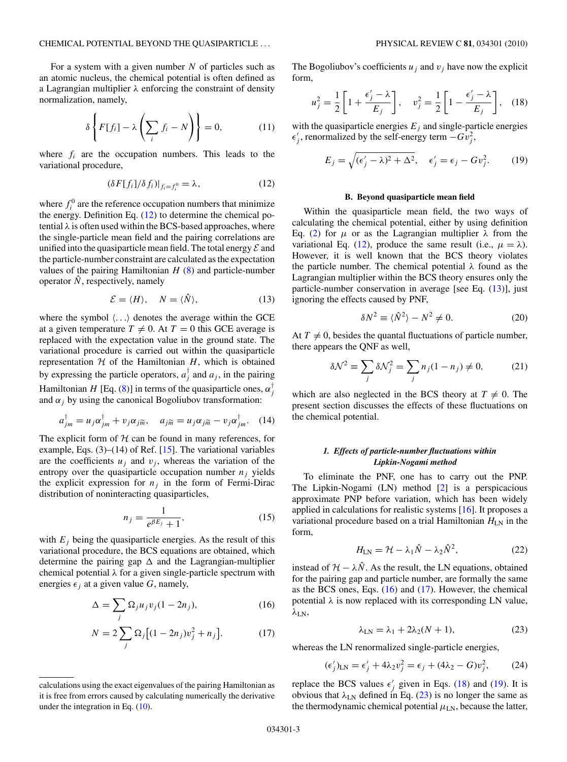For a system with a given number $N$ of particles such as an atomic nucleus, the chemical potential is often defined as a Lagrangian multiplier $\lambda$ enforcing the constraint of density normalization, namely,

$$\delta\left\{F[f_i] - \lambda\left(\sum_i f_i - N\right)\right\} = 0, \tag{11}$$

where $f_i$ are the occupation numbers. This leads to the variational procedure,

$$(\delta F[f_i]/\delta f_i)|_{f_i=f_i^0} = \lambda, \tag{12}$$

where $f_i^0$ are the reference occupation numbers that minimize the energy. Definition Eq. (12) to determine the chemical potential $\lambda$ is often used within the BCS-based approaches, where the single-particle mean field and the pairing correlations are unified into the quasiparticle mean field. The total energy $\mathcal{E}$ and the particle-number constraint are calculated as the expectation values of the pairing Hamiltonian $H$ (8) and particle-number operator $\hat{N}$, respectively, namely

$$\mathcal{E} = \langle H\rangle, \quad N = \langle \hat{N}\rangle, \tag{13}$$

where the symbol $\langle\ldots\rangle$ denotes the average within the GCE at a given temperature $T \neq 0$. At $T = 0$ this GCE average is replaced with the expectation value in the ground state. The variational procedure is carried out within the quasiparticle representation $\mathcal{H}$ of the Hamiltonian $H$, which is obtained by expressing the particle operators, $a_j^\dagger$ and $a_j$, in the pairing Hamiltonian $H$ [Eq. (8)] in terms of the quasiparticle ones, $\alpha_j^\dagger$ and $\alpha_j$ by using the canonical Bogoliubov transformation:

$$a_{jm}^\dagger = u_j\alpha_{jm}^\dagger + v_j\alpha_{j\widetilde{m}}, \quad a_{j\widetilde{m}} = u_j\alpha_{j\widetilde{m}} - v_j\alpha_{jm}^\dagger. \tag{14}$$

The explicit form of $\mathcal{H}$ can be found in many references, for example, Eqs. (3)–(14) of Ref. [15]. The variational variables are the coefficients $u_j$ and $v_j$, whereas the variation of the entropy over the quasiparticle occupation number $n_j$ yields the explicit expression for $n_j$ in the form of Fermi-Dirac distribution of noninteracting quasiparticles,

$$n_j = \frac{1}{e^{\beta E_j} + 1}, \tag{15}$$

with $E_j$ being the quasiparticle energies. As the result of this variational procedure, the BCS equations are obtained, which determine the pairing gap $\Delta$ and the Lagrangian-multiplier chemical potential $\lambda$ for a given single-particle spectrum with energies $\epsilon_j$ at a given value $G$, namely,

$$\Delta = \sum_j \Omega_j u_j v_j(1 - 2n_j), \tag{16}$$

$$N = 2\sum_j \Omega_j\left[(1 - 2n_j)v_j^2 + n_j\right]. \tag{17}$$

calculations using the exact eigenvalues of the pairing Hamiltonian as it is free from errors caused by calculating numerically the derivative under the integration in Eq. (10).

The Bogoliubov's coefficients $u_j$ and $v_j$ have now the explicit form,

$$u_j^2 = \frac{1}{2}\left[1 + \frac{\epsilon_j' - \lambda}{E_j}\right], \quad v_j^2 = \frac{1}{2}\left[1 - \frac{\epsilon_j' - \lambda}{E_j}\right], \tag{18}$$

with the quasiparticle energies $E_j$ and single-particle energies $\epsilon_j'$, renormalized by the self-energy term $-Gv_j^2$,

$$E_j = \sqrt{(\epsilon_j' - \lambda)^2 + \Delta^2}, \quad \epsilon_j' = \epsilon_j - Gv_j^2. \tag{19}$$

### B. Beyond quasiparticle mean field

Within the quasiparticle mean field, the two ways of calculating the chemical potential, either by using definition Eq. (2) for $\mu$ or as the Lagrangian multiplier $\lambda$ from the variational Eq. (12), produce the same result (i.e., $\mu = \lambda$). However, it is well known that the BCS theory violates the particle number. The chemical potential $\lambda$ found as the Lagrangian multiplier within the BCS theory ensures only the particle-number conservation in average [see Eq. (13)], just ignoring the effects caused by PNF,

$$\delta N^2 \equiv \langle \hat{N}^2\rangle - N^2 \neq 0. \tag{20}$$

At $T \neq 0$, besides the quantal fluctuations of particle number, there appears the QNF as well,

$$\delta\mathcal{N}^2 \equiv \sum_j \delta\mathcal{N}_j^2 = \sum_j n_j(1 - n_j) \neq 0, \tag{21}$$

which are also neglected in the BCS theory at $T \neq 0$. The present section discusses the effects of these fluctuations on the chemical potential.

#### 1. Effects of particle-number fluctuations within Lipkin-Nogami method

To eliminate the PNF, one has to carry out the PNP. The Lipkin-Nogami (LN) method [2] is a perspicacious approximate PNP before variation, which has been widely applied in calculations for realistic systems [16]. It proposes a variational procedure based on a trial Hamiltonian $H_{\rm LN}$ in the form,

$$H_{\rm LN} = \mathcal{H} - \lambda_1\hat{N} - \lambda_2\hat{N}^2, \tag{22}$$

instead of $\mathcal{H} - \lambda\hat{N}$. As the result, the LN equations, obtained for the pairing gap and particle number, are formally the same as the BCS ones, Eqs. (16) and (17). However, the chemical potential $\lambda$ is now replaced with its corresponding LN value, $\lambda_{\rm LN}$,

$$\lambda_{\rm LN} = \lambda_1 + 2\lambda_2(N + 1), \tag{23}$$

whereas the LN renormalized single-particle energies,

$$(\epsilon_j')_{\rm LN} = \epsilon_j' + 4\lambda_2 v_j^2 = \epsilon_j + (4\lambda_2 - G)v_j^2, \tag{24}$$

replace the BCS values $\epsilon_j'$ given in Eqs. (18) and (19). It is obvious that $\lambda_{\rm LN}$ defined in Eq. (23) is no longer the same as the thermodynamic chemical potential $\mu_{\rm LN}$, because the latter,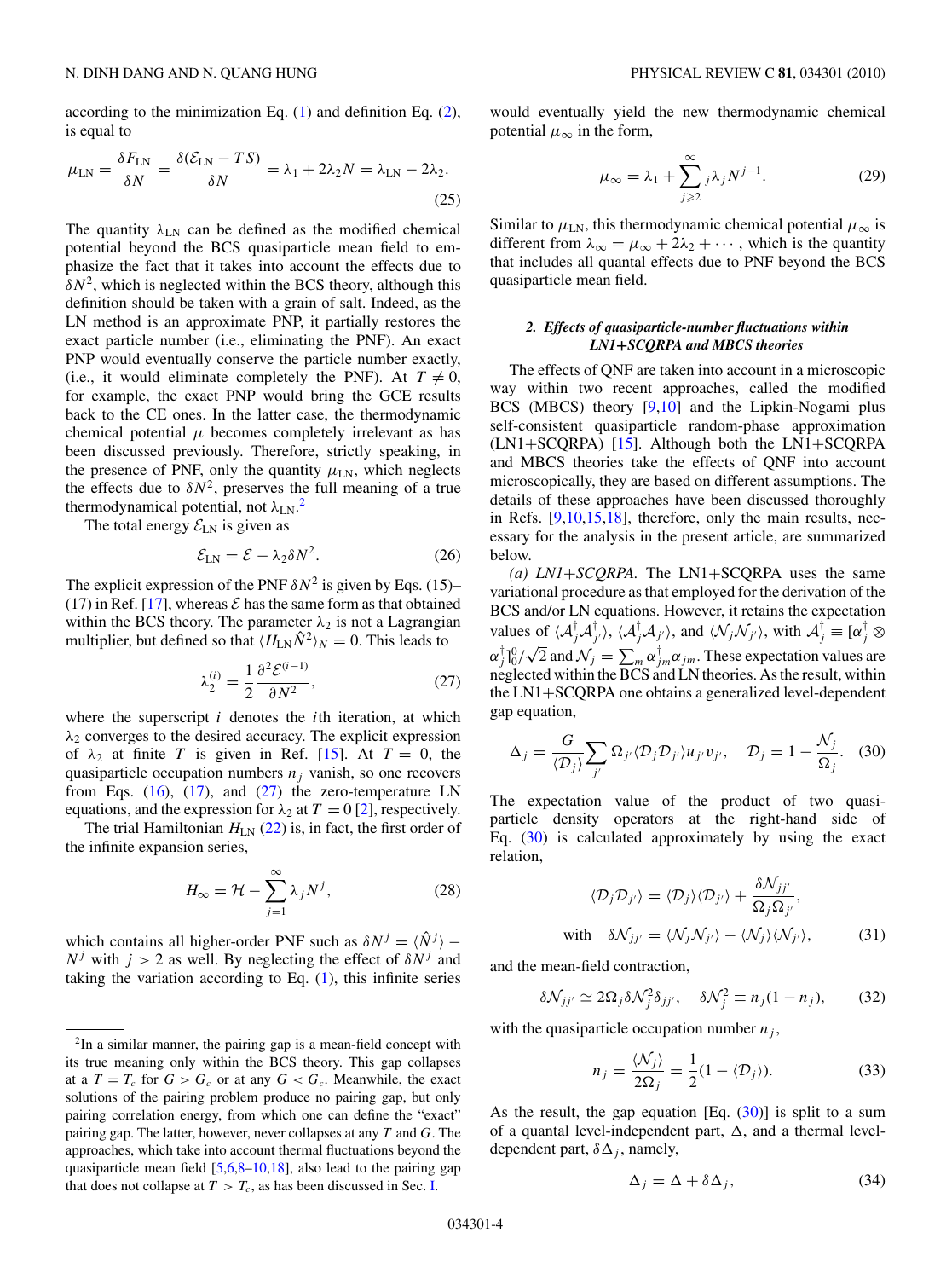according to the minimization Eq. (1) and definition Eq. (2), is equal to

$$\mu_{\rm LN} = \frac{\delta F_{\rm LN}}{\delta N} = \frac{\delta(\mathcal{E}_{\rm LN} - TS)}{\delta N} = \lambda_1 + 2\lambda_2 N = \lambda_{\rm LN} - 2\lambda_2. \tag{25}$$

The quantity $\lambda_{\rm LN}$ can be defined as the modified chemical potential beyond the BCS quasiparticle mean field to emphasize the fact that it takes into account the effects due to $\delta N^2$, which is neglected within the BCS theory, although this definition should be taken with a grain of salt. Indeed, as the LN method is an approximate PNP, it partially restores the exact particle number (i.e., eliminating the PNF). An exact PNP would eventually conserve the particle number exactly, (i.e., it would eliminate completely the PNF). At $T \neq 0$, for example, the exact PNP would bring the GCE results back to the CE ones. In the latter case, the thermodynamic chemical potential $\mu$ becomes completely irrelevant as has been discussed previously. Therefore, strictly speaking, in the presence of PNF, only the quantity $\mu_{\rm LN}$, which neglects the effects due to $\delta N^2$, preserves the full meaning of a true thermodynamical potential, not $\lambda_{\rm LN}$.[2]

The total energy $\mathcal{E}_{\rm LN}$ is given as

$$\mathcal{E}_{\rm LN} = \mathcal{E} - \lambda_2 \delta N^2. \tag{26}$$

The explicit expression of the PNF $\delta N^2$ is given by Eqs. (15)–(17) in Ref. [17], whereas $\mathcal{E}$ has the same form as that obtained within the BCS theory. The parameter $\lambda_2$ is not a Lagrangian multiplier, but defined so that $\langle H_{\rm LN}\hat{N}^2\rangle_N = 0$. This leads to

$$\lambda_2^{(i)} = \frac{1}{2}\frac{\partial^2 \mathcal{E}^{(i-1)}}{\partial N^2}, \tag{27}$$

where the superscript $i$ denotes the $i$th iteration, at which $\lambda_2$ converges to the desired accuracy. The explicit expression of $\lambda_2$ at finite $T$ is given in Ref. [15]. At $T = 0$, the quasiparticle occupation numbers $n_j$ vanish, so one recovers from Eqs. (16), (17), and (27) the zero-temperature LN equations, and the expression for $\lambda_2$ at $T = 0$ [2], respectively.

The trial Hamiltonian $H_{\rm LN}$ (22) is, in fact, the first order of the infinite expansion series,

$$H_\infty = \mathcal{H} - \sum_{j=1}^{\infty} \lambda_j N^j, \tag{28}$$

which contains all higher-order PNF such as $\delta N^j = \langle \hat{N}^j\rangle - N^j$ with $j > 2$ as well. By neglecting the effect of $\delta N^j$ and taking the variation according to Eq. (1), this infinite series would eventually yield the new thermodynamic chemical potential $\mu_\infty$ in the form,

$$\mu_\infty = \lambda_1 + \sum_{j\geqslant 2}^{\infty} j\lambda_j N^{j-1}. \tag{29}$$

Similar to $\mu_{\rm LN}$, this thermodynamic chemical potential $\mu_\infty$ is different from $\lambda_\infty = \mu_\infty + 2\lambda_2 + \cdots$, which is the quantity that includes all quantal effects due to PNF beyond the BCS quasiparticle mean field.

#### 2. Effects of quasiparticle-number fluctuations within LN1+SCQRPA and MBCS theories

The effects of QNF are taken into account in a microscopic way within two recent approaches, called the modified BCS (MBCS) theory [9,10] and the Lipkin-Nogami plus self-consistent quasiparticle random-phase approximation (LN1+SCQRPA) [15]. Although both the LN1+SCQRPA and MBCS theories take the effects of QNF into account microscopically, they are based on different assumptions. The details of these approaches have been discussed thoroughly in Refs. [9,10,15,18], therefore, only the main results, necessary for the analysis in the present article, are summarized below.

*(a) LN1+SCQRPA.* The LN1+SCQRPA uses the same variational procedure as that employed for the derivation of the BCS and/or LN equations. However, it retains the expectation values of $\langle \mathcal{A}_j^\dagger \mathcal{A}_{j'}^\dagger\rangle$, $\langle \mathcal{A}_j^\dagger \mathcal{A}_{j'}\rangle$, and $\langle \mathcal{N}_j \mathcal{N}_{j'}\rangle$, with $\mathcal{A}_j^\dagger \equiv [\alpha_j^\dagger \otimes \alpha_j^\dagger]_0^0/\sqrt{2}$ and $\mathcal{N}_j = \sum_m \alpha_{jm}^\dagger \alpha_{jm}$. These expectation values are neglected within the BCS and LN theories. As the result, within the LN1+SCQRPA one obtains a generalized level-dependent gap equation,

$$\Delta_j = \frac{G}{\langle \mathcal{D}_j\rangle}\sum_{j'}\Omega_{j'}\langle \mathcal{D}_j \mathcal{D}_{j'}\rangle u_{j'}v_{j'}, \quad \mathcal{D}_j = 1 - \frac{\mathcal{N}_j}{\Omega_j}. \tag{30}$$

The expectation value of the product of two quasiparticle density operators at the right-hand side of Eq. (30) is calculated approximately by using the exact relation,

$$\langle \mathcal{D}_j \mathcal{D}_{j'}\rangle = \langle \mathcal{D}_j\rangle\langle \mathcal{D}_{j'}\rangle + \frac{\delta\mathcal{N}_{jj'}}{\Omega_j\Omega_{j'}},$$
$$\text{with} \quad \delta\mathcal{N}_{jj'} = \langle \mathcal{N}_j\mathcal{N}_{j'}\rangle - \langle \mathcal{N}_j\rangle\langle \mathcal{N}_{j'}\rangle, \tag{31}$$

and the mean-field contraction,

$$\delta\mathcal{N}_{jj'} \simeq 2\Omega_j \delta\mathcal{N}_j^2 \delta_{jj'}, \quad \delta\mathcal{N}_j^2 \equiv n_j(1 - n_j), \tag{32}$$

with the quasiparticle occupation number $n_j$,

$$n_j = \frac{\langle \mathcal{N}_j\rangle}{2\Omega_j} = \frac{1}{2}(1 - \langle \mathcal{D}_j\rangle). \tag{33}$$

As the result, the gap equation [Eq. (30)] is split to a sum of a quantal level-independent part, $\Delta$, and a thermal level-dependent part, $\delta\Delta_j$, namely,

$$\Delta_j = \Delta + \delta\Delta_j, \tag{34}$$

---

[2] In a similar manner, the pairing gap is a mean-field concept with its true meaning only within the BCS theory. This gap collapses at a $T = T_c$ for $G > G_c$ or at any $G < G_c$. Meanwhile, the exact solutions of the pairing problem produce no pairing gap, but only pairing correlation energy, from which one can define the "exact" pairing gap. The latter, however, never collapses at any $T$ and $G$. The approaches, which take into account thermal fluctuations beyond the quasiparticle mean field [5,6,8–10,18], also lead to the pairing gap that does not collapse at $T > T_c$, as has been discussed in Sec. I.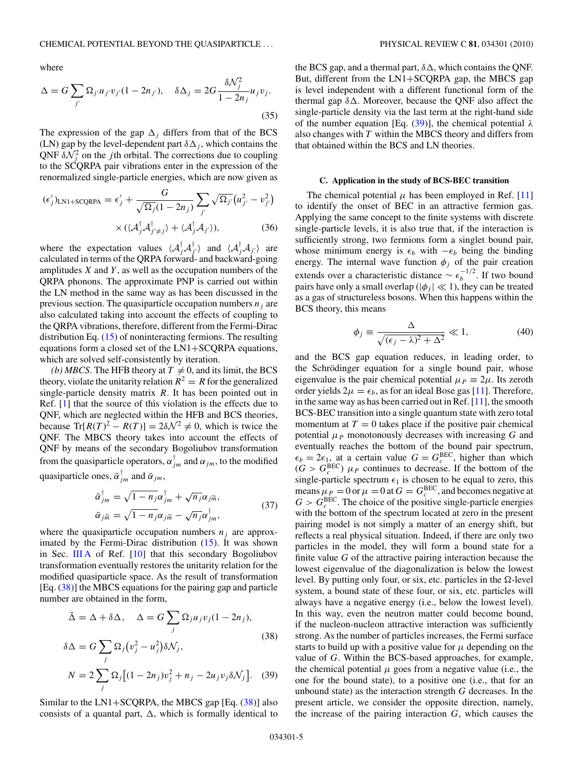where

$$\Delta = G \sum_{j'} \Omega_{j'} u_{j'} v_{j'} (1 - 2n_{j'}), \quad \delta\Delta_j = 2G \frac{\delta\mathcal{N}_j^2}{1 - 2n_j} u_j v_j. \tag{35}$$

The expression of the gap $\Delta_j$ differs from that of the BCS (LN) gap by the level-dependent part $\delta\Delta_j$, which contains the QNF $\delta\mathcal{N}_j^2$ on the $j$th orbital. The corrections due to coupling to the SCQRPA pair vibrations enter in the expression of the renormalized single-particle energies, which are now given as

$$(\epsilon'_j)_{\text{LN1+SCQRPA}} = \epsilon'_j + \frac{G}{\sqrt{\Omega_j}(1 - 2n_j)} \sum_{j'} \sqrt{\Omega_{j'}} \left(u_{j'}^2 - v_{j'}^2\right) \times \left(\langle \mathcal{A}_j^\dagger \mathcal{A}_{j' \neq j}^\dagger \rangle + \langle \mathcal{A}_j^\dagger \mathcal{A}_{j'} \rangle\right), \tag{36}$$

where the expectation values $\langle \mathcal{A}_j^\dagger \mathcal{A}_{j'}^\dagger \rangle$ and $\langle \mathcal{A}_j^\dagger \mathcal{A}_{j'} \rangle$ are calculated in terms of the QRPA forward- and backward-going amplitudes $X$ and $Y$, as well as the occupation numbers of the QRPA phonons. The approximate PNP is carried out within the LN method in the same way as has been discussed in the previous section. The quasiparticle occupation numbers $n_j$ are also calculated taking into account the effects of coupling to the QRPA vibrations, therefore, different from the Fermi-Dirac distribution Eq. (15) of noninteracting fermions. The resulting equations form a closed set of the LN1+SCQRPA equations, which are solved self-consistently by iteration.

*(b) MBCS.* The HFB theory at $T \neq 0$, and its limit, the BCS theory, violate the unitarity relation $R^2 = R$ for the generalized single-particle density matrix $R$. It has been pointed out in Ref. [1] that the source of this violation is the effects due to QNF, which are neglected within the HFB and BCS theories, because $\text{Tr}[R(T)^2 - R(T)] = 2\delta\mathcal{N}^2 \neq 0$, which is twice the QNF. The MBCS theory takes into account the effects of QNF by means of the secondary Bogoliubov transformation from the quasiparticle operators, $\alpha_{jm}^\dagger$ and $\alpha_{jm}$, to the modified quasiparticle ones, $\bar{\alpha}_{jm}^\dagger$ and $\bar{\alpha}_{jm}$,

$$\begin{aligned} \bar{\alpha}_{jm}^\dagger &= \sqrt{1 - n_j}\,\alpha_{jm}^\dagger + \sqrt{n_j}\,\alpha_{j\tilde{m}}, \\ \bar{\alpha}_{j\tilde{m}} &= \sqrt{1 - n_j}\,\alpha_{j\tilde{m}} - \sqrt{n_j}\,\alpha_{jm}^\dagger, \end{aligned} \tag{37}$$

where the quasiparticle occupation numbers $n_j$ are approximated by the Fermi-Dirac distribution (15). It was shown in Sec. III A of Ref. [10] that this secondary Bogoliubov transformation eventually restores the unitarity relation for the modified quasiparticle space. As the result of transformation [Eq. (38)] the MBCS equations for the pairing gap and particle number are obtained in the form,

$$\bar{\Delta} = \Delta + \delta\Delta, \quad \Delta = G \sum_j \Omega_j u_j v_j (1 - 2n_j),$$
$$\delta\Delta = G \sum_j \Omega_j \left(v_j^2 - u_j^2\right) \delta\mathcal{N}_j, \tag{38}$$

$$N = 2 \sum_j \Omega_j \left[(1 - 2n_j) v_j^2 + n_j - 2u_j v_j \delta\mathcal{N}_j\right]. \tag{39}$$

Similar to the LN1+SCQRPA, the MBCS gap [Eq. (38)] also consists of a quantal part, $\Delta$, which is formally identical to the BCS gap, and a thermal part, $\delta\Delta$, which contains the QNF. But, different from the LN1+SCQRPA gap, the MBCS gap is level independent with a different functional form of the thermal gap $\delta\Delta$. Moreover, because the QNF also affect the single-particle density via the last term at the right-hand side of the number equation [Eq. (39)], the chemical potential $\lambda$ also changes with $T$ within the MBCS theory and differs from that obtained within the BCS and LN theories.

### C. Application in the study of BCS-BEC transition

The chemical potential $\mu$ has been employed in Ref. [11] to identify the onset of BEC in an attractive fermion gas. Applying the same concept to the finite systems with discrete single-particle levels, it is also true that, if the interaction is sufficiently strong, two fermions form a singlet bound pair, whose minimum energy is $\epsilon_b$ with $-\epsilon_b$ being the binding energy. The internal wave function $\phi_j$ of the pair creation extends over a characteristic distance $\sim \epsilon_b^{-1/2}$. If two bound pairs have only a small overlap ($|\phi_j| \ll 1$), they can be treated as a gas of structureless bosons. When this happens within the BCS theory, this means

$$\phi_j \equiv \frac{\Delta}{\sqrt{(\epsilon_j - \lambda)^2 + \Delta^2}} \ll 1, \tag{40}$$

and the BCS gap equation reduces, in leading order, to the Schrödinger equation for a single bound pair, whose eigenvalue is the pair chemical potential $\mu_P \equiv 2\mu$. Its zeroth order yields $2\mu = \epsilon_b$, as for an ideal Bose gas [11]. Therefore, in the same way as has been carried out in Ref. [11], the smooth BCS-BEC transition into a single quantum state with zero total momentum at $T = 0$ takes place if the positive pair chemical potential $\mu_P$ monotonously decreases with increasing $G$ and eventually reaches the bottom of the bound pair spectrum, $\epsilon_b = 2\epsilon_1$, at a certain value $G = G_c^{\text{BEC}}$, higher than which ($G > G_c^{\text{BEC}}$) $\mu_P$ continues to decrease. If the bottom of the single-particle spectrum $\epsilon_1$ is chosen to be equal to zero, this means $\mu_P = 0$ or $\mu = 0$ at $G = G_c^{\text{BEC}}$, and becomes negative at $G > G_c^{\text{BEC}}$. The choice of the positive single-particle energies with the bottom of the spectrum located at zero in the present pairing model is not simply a matter of an energy shift, but reflects a real physical situation. Indeed, if there are only two particles in the model, they will form a bound state for a finite value $G$ of the attractive pairing interaction because the lowest eigenvalue of the diagonalization is below the lowest level. By putting only four, or six, etc. particles in the $\Omega$-level system, a bound state of these four, or six, etc. particles will always have a negative energy (i.e., below the lowest level). In this way, even the neutron matter could become bound, if the nucleon-nucleon attractive interaction was sufficiently strong. As the number of particles increases, the Fermi surface starts to build up with a positive value for $\mu$ depending on the value of $G$. Within the BCS-based approaches, for example, the chemical potential $\mu$ goes from a negative value (i.e., the one for the bound state), to a positive one (i.e., that for an unbound state) as the interaction strength $G$ decreases. In the present article, we consider the opposite direction, namely, the increase of the pairing interaction $G$, which causes the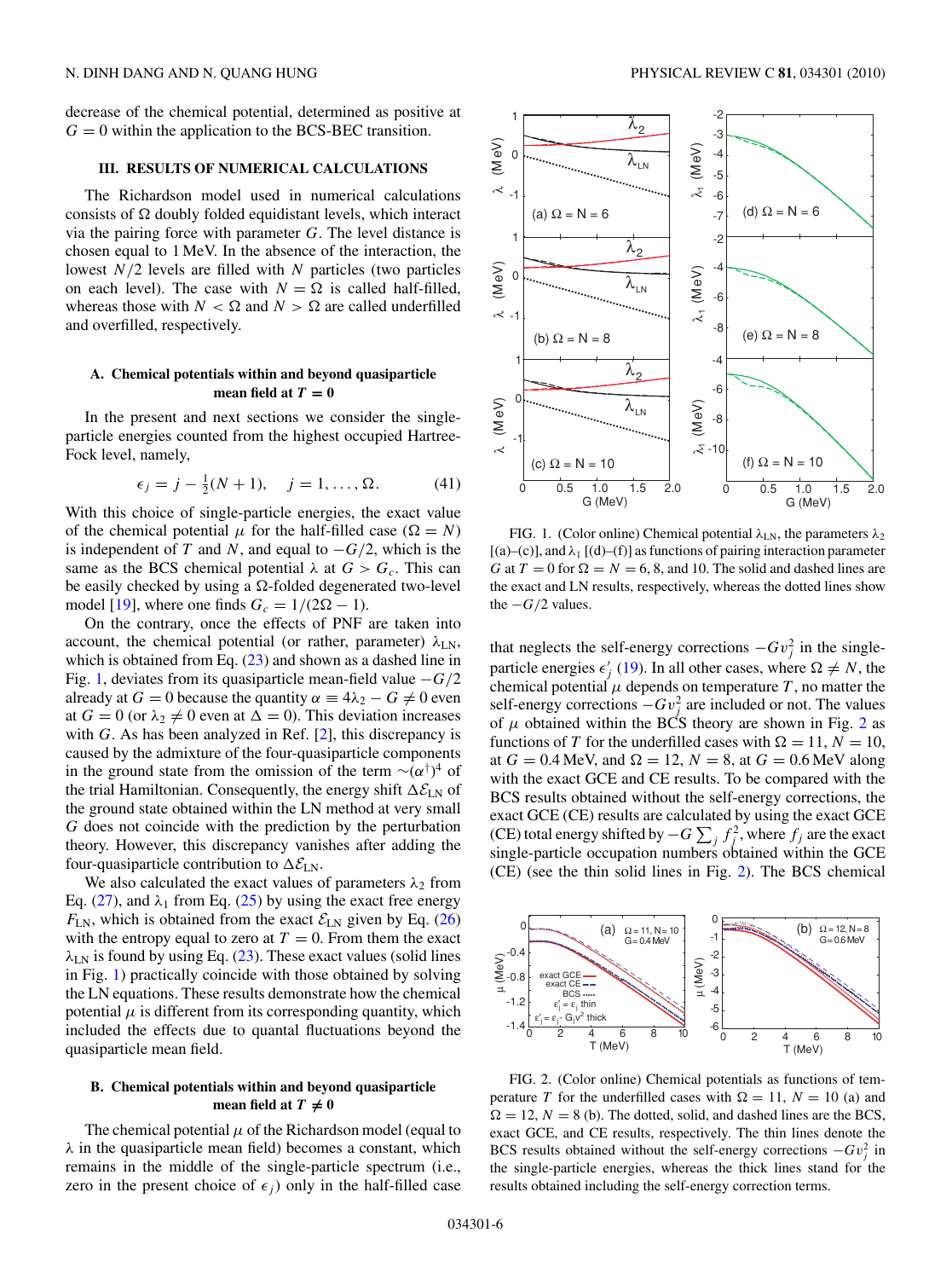decrease of the chemical potential, determined as positive at $G = 0$ within the application to the BCS-BEC transition.

## III. RESULTS OF NUMERICAL CALCULATIONS

The Richardson model used in numerical calculations consists of $\Omega$ doubly folded equidistant levels, which interact via the pairing force with parameter $G$. The level distance is chosen equal to 1 MeV. In the absence of the interaction, the lowest $N/2$ levels are filled with $N$ particles (two particles on each level). The case with $N = \Omega$ is called half-filled, whereas those with $N < \Omega$ and $N > \Omega$ are called underfilled and overfilled, respectively.

### A. Chemical potentials within and beyond quasiparticle mean field at $T = 0$

In the present and next sections we consider the single-particle energies counted from the highest occupied Hartree-Fock level, namely,

$$\epsilon_j = j - \tfrac{1}{2}(N+1), \quad j = 1, \ldots, \Omega. \tag{41}$$

With this choice of single-particle energies, the exact value of the chemical potential $\mu$ for the half-filled case ($\Omega = N$) is independent of $T$ and $N$, and equal to $-G/2$, which is the same as the BCS chemical potential $\lambda$ at $G > G_c$. This can be easily checked by using a $\Omega$-folded degenerated two-level model [19], where one finds $G_c = 1/(2\Omega - 1)$.

On the contrary, once the effects of PNF are taken into account, the chemical potential (or rather, parameter) $\lambda_{\rm LN}$, which is obtained from Eq. (23) and shown as a dashed line in Fig. 1, deviates from its quasiparticle mean-field value $-G/2$ already at $G = 0$ because the quantity $\alpha \equiv 4\lambda_2 - G \neq 0$ even at $G = 0$ (or $\lambda_2 \neq 0$ even at $\Delta = 0$). This deviation increases with $G$. As has been analyzed in Ref. [2], this discrepancy is caused by the admixture of the four-quasiparticle components in the ground state from the omission of the term $\sim(\alpha^\dagger)^4$ of the trial Hamiltonian. Consequently, the energy shift $\Delta\mathcal{E}_{\rm LN}$ of the ground state obtained within the LN method at very small $G$ does not coincide with the prediction by the perturbation theory. However, this discrepancy vanishes after adding the four-quasiparticle contribution to $\Delta\mathcal{E}_{\rm LN}$.

We also calculated the exact values of parameters $\lambda_2$ from Eq. (27), and $\lambda_1$ from Eq. (25) by using the exact free energy $F_{\rm LN}$, which is obtained from the exact $\mathcal{E}_{\rm LN}$ given by Eq. (26) with the entropy equal to zero at $T = 0$. From them the exact $\lambda_{\rm LN}$ is found by using Eq. (23). These exact values (solid lines in Fig. 1) practically coincide with those obtained by solving the LN equations. These results demonstrate how the chemical potential $\mu$ is different from its corresponding quantity, which included the effects due to quantal fluctuations beyond the quasiparticle mean field.

### B. Chemical potentials within and beyond quasiparticle mean field at $T \neq 0$

The chemical potential $\mu$ of the Richardson model (equal to $\lambda$ in the quasiparticle mean field) becomes a constant, which remains in the middle of the single-particle spectrum (i.e., zero in the present choice of $\epsilon_j$) only in the half-filled case that neglects the self-energy corrections $-Gv_j^2$ in the single-particle energies $\epsilon'_j$ (19). In all other cases, where $\Omega \neq N$, the chemical potential $\mu$ depends on temperature $T$, no matter the self-energy corrections $-Gv_j^2$ are included or not. The values of $\mu$ obtained within the BCS theory are shown in Fig. 2 as functions of $T$ for the underfilled cases with $\Omega = 11$, $N = 10$, at $G = 0.4$ MeV, and $\Omega = 12$, $N = 8$, at $G = 0.6$ MeV along with the exact GCE and CE results. To be compared with the BCS results obtained without the self-energy corrections, the exact GCE (CE) results are calculated by using the exact GCE (CE) total energy shifted by $-G\sum_j f_j^2$, where $f_j$ are the exact single-particle occupation numbers obtained within the GCE (CE) (see the thin solid lines in Fig. 2). The BCS chemical

FIG. 1. (Color online) Chemical potential $\lambda_{\rm LN}$, the parameters $\lambda_2$ [(a)–(c)], and $\lambda_1$ [(d)–(f)] as functions of pairing interaction parameter $G$ at $T = 0$ for $\Omega = N = 6$, 8, and 10. The solid and dashed lines are the exact and LN results, respectively, whereas the dotted lines show the $-G/2$ values.

FIG. 2. (Color online) Chemical potentials as functions of temperature $T$ for the underfilled cases with $\Omega = 11$, $N = 10$ (a) and $\Omega = 12$, $N = 8$ (b). The dotted, solid, and dashed lines are the BCS, exact GCE, and CE results, respectively. The thin lines denote the BCS results obtained without the self-energy corrections $-Gv_j^2$ in the single-particle energies, whereas the thick lines stand for the results obtained including the self-energy correction terms.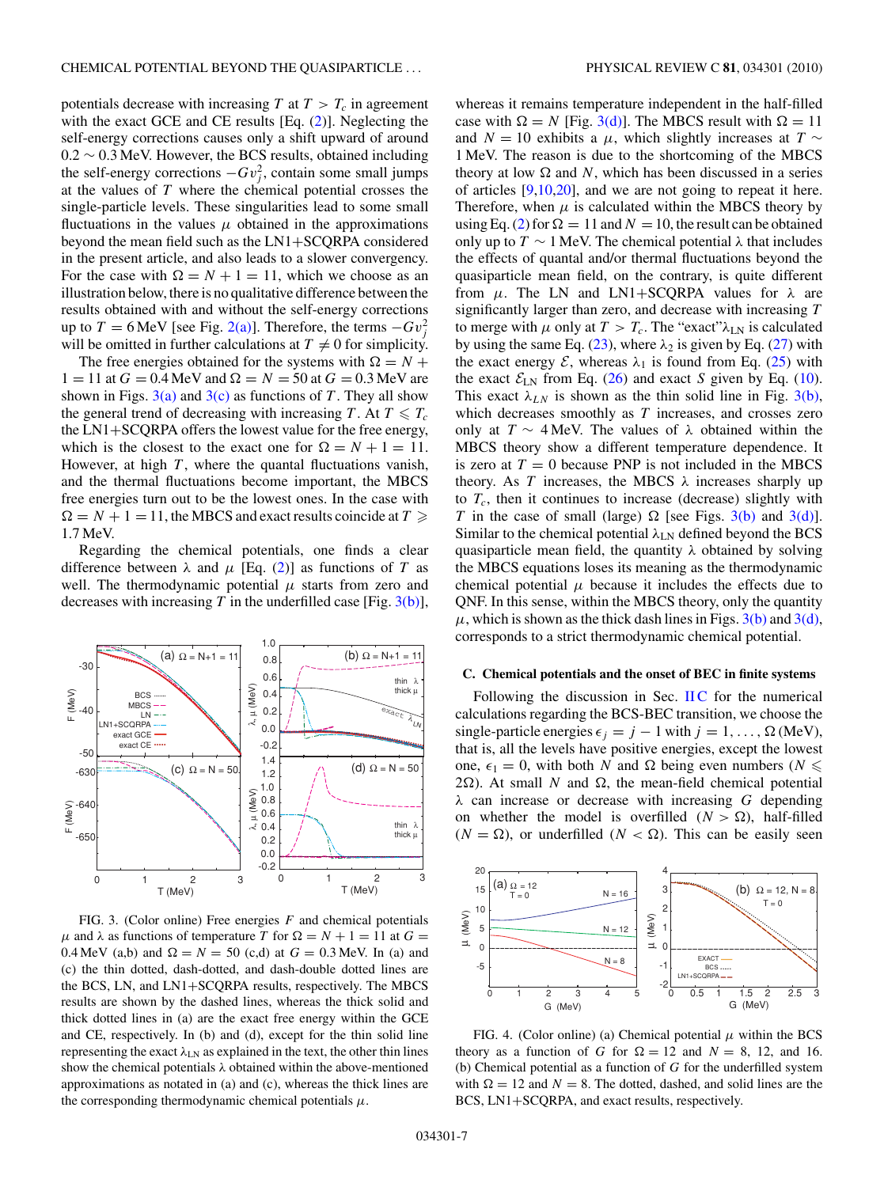potentials decrease with increasing $T$ at $T > T_c$ in agreement with the exact GCE and CE results [Eq. (2)]. Neglecting the self-energy corrections causes only a shift upward of around $0.2 \sim 0.3$ MeV. However, the BCS results, obtained including the self-energy corrections $-Gv_j^2$, contain some small jumps at the values of $T$ where the chemical potential crosses the single-particle levels. These singularities lead to some small fluctuations in the values $\mu$ obtained in the approximations beyond the mean field such as the LN1+SCQRPA considered in the present article, and also leads to a slower convergency. For the case with $\Omega = N + 1 = 11$, which we choose as an illustration below, there is no qualitative difference between the results obtained with and without the self-energy corrections up to $T = 6$ MeV [see Fig. 2(a)]. Therefore, the terms $-Gv_j^2$ will be omitted in further calculations at $T \neq 0$ for simplicity.

The free energies obtained for the systems with $\Omega = N + 1 = 11$ at $G = 0.4$ MeV and $\Omega = N = 50$ at $G = 0.3$ MeV are shown in Figs. 3(a) and 3(c) as functions of $T$. They all show the general trend of decreasing with increasing $T$. At $T \leqslant T_c$ the LN1+SCQRPA offers the lowest value for the free energy, which is the closest to the exact one for $\Omega = N + 1 = 11$. However, at high $T$, where the quantal fluctuations vanish, and the thermal fluctuations become important, the MBCS free energies turn out to be the lowest ones. In the case with $\Omega = N + 1 = 11$, the MBCS and exact results coincide at $T \geqslant 1.7$ MeV.

Regarding the chemical potentials, one finds a clear difference between $\lambda$ and $\mu$ [Eq. (2)] as functions of $T$ as well. The thermodynamic potential $\mu$ starts from zero and decreases with increasing $T$ in the underfilled case [Fig. 3(b)], whereas it remains temperature independent in the half-filled case with $\Omega = N$ [Fig. 3(d)]. The MBCS result with $\Omega = 11$ and $N = 10$ exhibits a $\mu$, which slightly increases at $T \sim 1$ MeV. The reason is due to the shortcoming of the MBCS theory at low $\Omega$ and $N$, which has been discussed in a series of articles [9,10,20], and we are not going to repeat it here. Therefore, when $\mu$ is calculated within the MBCS theory by using Eq. (2) for $\Omega = 11$ and $N = 10$, the result can be obtained only up to $T \sim 1$ MeV. The chemical potential $\lambda$ that includes the effects of quantal and/or thermal fluctuations beyond the quasiparticle mean field, on the contrary, is quite different from $\mu$. The LN and LN1+SCQRPA values for $\lambda$ are significantly larger than zero, and decrease with increasing $T$ to merge with $\mu$ only at $T > T_c$. The "exact"$\lambda_{\rm LN}$ is calculated by using the same Eq. (23), where $\lambda_2$ is given by Eq. (27) with the exact energy $\mathcal{E}$, whereas $\lambda_1$ is found from Eq. (25) with the exact $\mathcal{E}_{\rm LN}$ from Eq. (26) and exact $S$ given by Eq. (10). This exact $\lambda_{LN}$ is shown as the thin solid line in Fig. 3(b), which decreases smoothly as $T$ increases, and crosses zero only at $T \sim 4$ MeV. The values of $\lambda$ obtained within the MBCS theory show a different temperature dependence. It is zero at $T = 0$ because PNP is not included in the MBCS theory. As $T$ increases, the MBCS $\lambda$ increases sharply up to $T_c$, then it continues to increase (decrease) slightly with $T$ in the case of small (large) $\Omega$ [see Figs. 3(b) and 3(d)]. Similar to the chemical potential $\lambda_{\rm LN}$ defined beyond the BCS quasiparticle mean field, the quantity $\lambda$ obtained by solving the MBCS equations loses its meaning as the thermodynamic chemical potential $\mu$ because it includes the effects due to QNF. In this sense, within the MBCS theory, only the quantity $\mu$, which is shown as the thick dash lines in Figs. 3(b) and 3(d), corresponds to a strict thermodynamic chemical potential.

FIG. 3. (Color online) Free energies $F$ and chemical potentials $\mu$ and $\lambda$ as functions of temperature $T$ for $\Omega = N + 1 = 11$ at $G = 0.4$ MeV (a,b) and $\Omega = N = 50$ (c,d) at $G = 0.3$ MeV. In (a) and (c) the thin dotted, dash-dotted, and dash-double dotted lines are the BCS, LN, and LN1+SCQRPA results, respectively. The MBCS results are shown by the dashed lines, whereas the thick solid and thick dotted lines in (a) are the exact free energy within the GCE and CE, respectively. In (b) and (d), except for the thin solid line representing the exact $\lambda_{\rm LN}$ as explained in the text, the other thin lines show the chemical potentials $\lambda$ obtained within the above-mentioned approximations as notated in (a) and (c), whereas the thick lines are the corresponding thermodynamic chemical potentials $\mu$.

### C. Chemical potentials and the onset of BEC in finite systems

Following the discussion in Sec. II C for the numerical calculations regarding the BCS-BEC transition, we choose the single-particle energies $\epsilon_j = j - 1$ with $j = 1, \ldots, \Omega$ (MeV), that is, all the levels have positive energies, except the lowest one, $\epsilon_1 = 0$, with both $N$ and $\Omega$ being even numbers ($N \leqslant 2\Omega$). At small $N$ and $\Omega$, the mean-field chemical potential $\lambda$ can increase or decrease with increasing $G$ depending on whether the model is overfilled ($N > \Omega$), half-filled ($N = \Omega$), or underfilled ($N < \Omega$). This can be easily seen

FIG. 4. (Color online) (a) Chemical potential $\mu$ within the BCS theory as a function of $G$ for $\Omega = 12$ and $N = 8$, 12, and 16. (b) Chemical potential as a function of $G$ for the underfilled system with $\Omega = 12$ and $N = 8$. The dotted, dashed, and solid lines are the BCS, LN1+SCQRPA, and exact results, respectively.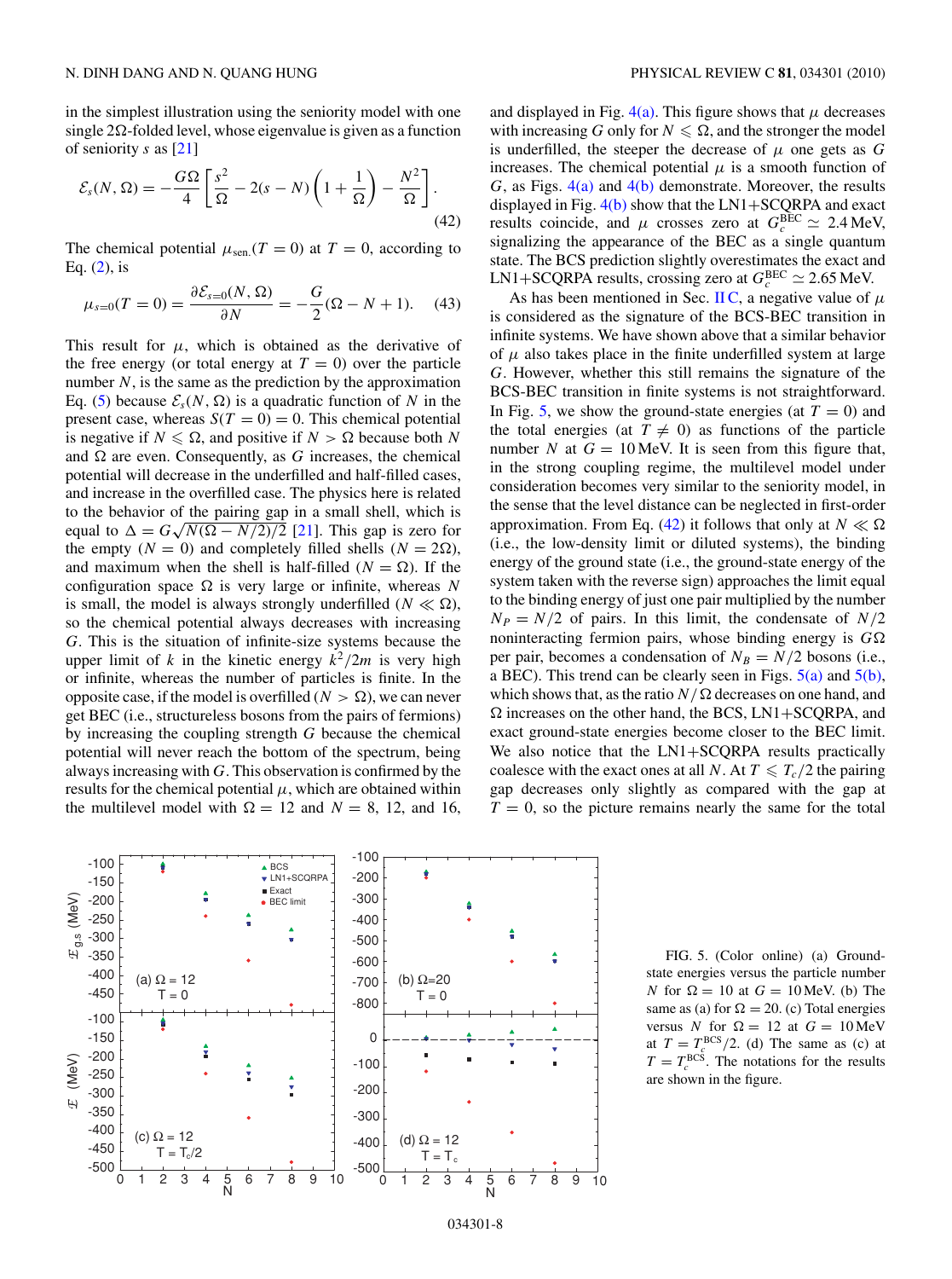in the simplest illustration using the seniority model with one single $2\Omega$-folded level, whose eigenvalue is given as a function of seniority $s$ as [21]

$$\mathcal{E}_s(N,\Omega) = -\frac{G\Omega}{4}\left[\frac{s^2}{\Omega} - 2(s-N)\left(1+\frac{1}{\Omega}\right) - \frac{N^2}{\Omega}\right]. \tag{42}$$

The chemical potential $\mu_{\text{sen.}}(T=0)$ at $T=0$, according to Eq. (2), is

$$\mu_{s=0}(T=0) = \frac{\partial \mathcal{E}_{s=0}(N,\Omega)}{\partial N} = -\frac{G}{2}(\Omega - N + 1). \tag{43}$$

This result for $\mu$, which is obtained as the derivative of the free energy (or total energy at $T=0$) over the particle number $N$, is the same as the prediction by the approximation Eq. (5) because $\mathcal{E}_s(N,\Omega)$ is a quadratic function of $N$ in the present case, whereas $S(T=0)=0$. This chemical potential is negative if $N \leqslant \Omega$, and positive if $N > \Omega$ because both $N$ and $\Omega$ are even. Consequently, as $G$ increases, the chemical potential will decrease in the underfilled and half-filled cases, and increase in the overfilled case. The physics here is related to the behavior of the pairing gap in a small shell, which is equal to $\Delta = G\sqrt{N(\Omega - N/2)/2}$ [21]. This gap is zero for the empty ($N=0$) and completely filled shells ($N=2\Omega$), and maximum when the shell is half-filled ($N=\Omega$). If the configuration space $\Omega$ is very large or infinite, whereas $N$ is small, the model is always strongly underfilled ($N \ll \Omega$), so the chemical potential always decreases with increasing $G$. This is the situation of infinite-size systems because the upper limit of $k$ in the kinetic energy $k^2/2m$ is very high or infinite, whereas the number of particles is finite. In the opposite case, if the model is overfilled ($N > \Omega$), we can never get BEC (i.e., structureless bosons from the pairs of fermions) by increasing the coupling strength $G$ because the chemical potential will never reach the bottom of the spectrum, being always increasing with $G$. This observation is confirmed by the results for the chemical potential $\mu$, which are obtained within the multilevel model with $\Omega = 12$ and $N = 8$, 12, and 16, and displayed in Fig. 4(a). This figure shows that $\mu$ decreases with increasing $G$ only for $N \leqslant \Omega$, and the stronger the model is underfilled, the steeper the decrease of $\mu$ one gets as $G$ increases. The chemical potential $\mu$ is a smooth function of $G$, as Figs. 4(a) and 4(b) demonstrate. Moreover, the results displayed in Fig. 4(b) show that the LN1+SCQRPA and exact results coincide, and $\mu$ crosses zero at $G_c^{\text{BEC}} \simeq 2.4$ MeV, signalizing the appearance of the BEC as a single quantum state. The BCS prediction slightly overestimates the exact and LN1+SCQRPA results, crossing zero at $G_c^{\text{BEC}} \simeq 2.65$ MeV.

As has been mentioned in Sec. II C, a negative value of $\mu$ is considered as the signature of the BCS-BEC transition in infinite systems. We have shown above that a similar behavior of $\mu$ also takes place in the finite underfilled system at large $G$. However, whether this still remains the signature of the BCS-BEC transition in finite systems is not straightforward. In Fig. 5, we show the ground-state energies (at $T=0$) and the total energies (at $T \neq 0$) as functions of the particle number $N$ at $G = 10$ MeV. It is seen from this figure that, in the strong coupling regime, the multilevel model under consideration becomes very similar to the seniority model, in the sense that the level distance can be neglected in first-order approximation. From Eq. (42) it follows that only at $N \ll \Omega$ (i.e., the low-density limit or diluted systems), the binding energy of the ground state (i.e., the ground-state energy of the system taken with the reverse sign) approaches the limit equal to the binding energy of just one pair multiplied by the number $N_P = N/2$ of pairs. In this limit, the condensate of $N/2$ noninteracting fermion pairs, whose binding energy is $G\Omega$ per pair, becomes a condensation of $N_B = N/2$ bosons (i.e., a BEC). This trend can be clearly seen in Figs. 5(a) and 5(b), which shows that, as the ratio $N/\Omega$ decreases on one hand, and $\Omega$ increases on the other hand, the BCS, LN1+SCQRPA, and exact ground-state energies become closer to the BEC limit. We also notice that the LN1+SCQRPA results practically coalesce with the exact ones at all $N$. At $T \leqslant T_c/2$ the pairing gap decreases only slightly as compared with the gap at $T=0$, so the picture remains nearly the same for the total

FIG. 5. (Color online) (a) Ground-state energies versus the particle number $N$ for $\Omega = 10$ at $G = 10$ MeV. (b) The same as (a) for $\Omega = 20$. (c) Total energies versus $N$ for $\Omega = 12$ at $G = 10$ MeV at $T = T_c^{\text{BCS}}/2$. (d) The same as (c) at $T = T_c^{\text{BCS}}$. The notations for the results are shown in the figure.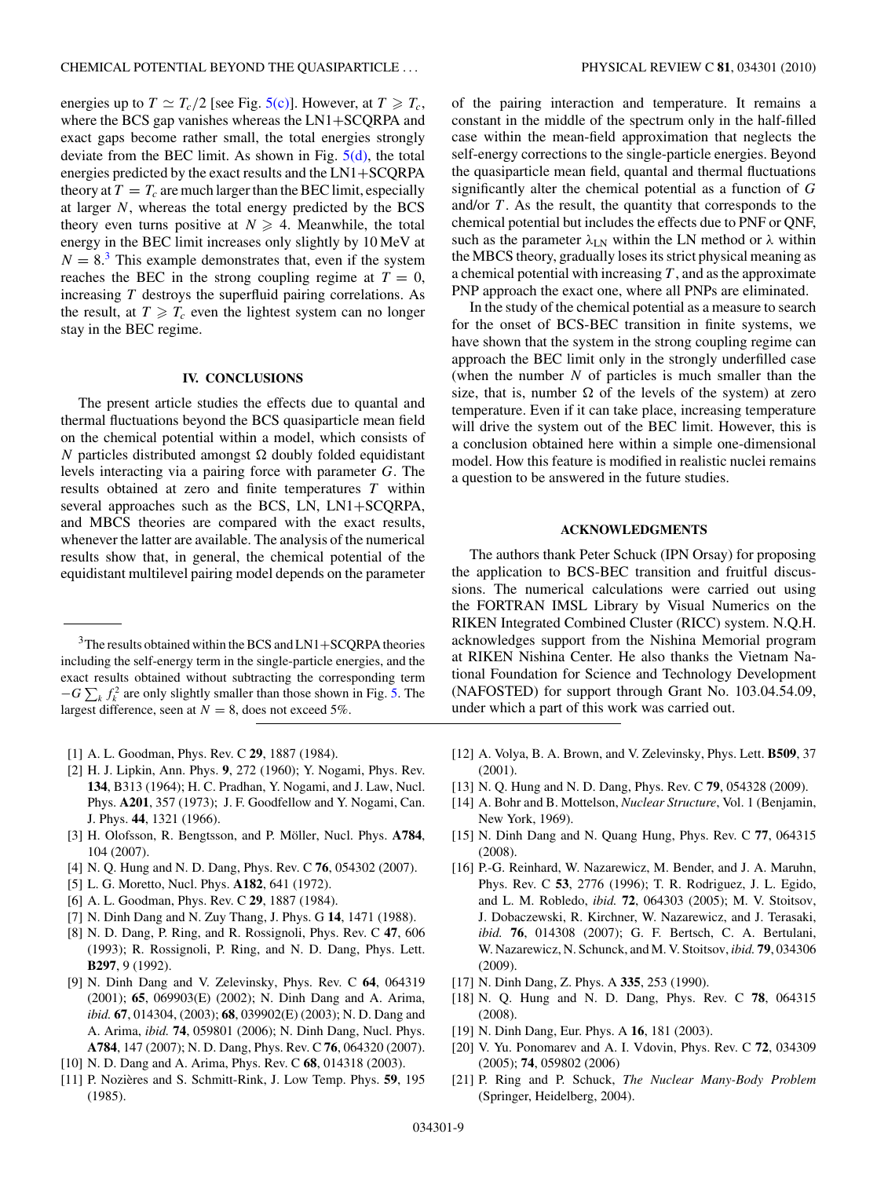energies up to $T \simeq T_c/2$ [see Fig. 5(c)]. However, at $T \geqslant T_c$, where the BCS gap vanishes whereas the LN1+SCQRPA and exact gaps become rather small, the total energies strongly deviate from the BEC limit. As shown in Fig. 5(d), the total energies predicted by the exact results and the LN1+SCQRPA theory at $T = T_c$ are much larger than the BEC limit, especially at larger $N$, whereas the total energy predicted by the BCS theory even turns positive at $N \geqslant 4$. Meanwhile, the total energy in the BEC limit increases only slightly by 10 MeV at $N = 8$.[3] This example demonstrates that, even if the system reaches the BEC in the strong coupling regime at $T = 0$, increasing $T$ destroys the superfluid pairing correlations. As the result, at $T \geqslant T_c$ even the lightest system can no longer stay in the BEC regime.

## IV. CONCLUSIONS

The present article studies the effects due to quantal and thermal fluctuations beyond the BCS quasiparticle mean field on the chemical potential within a model, which consists of $N$ particles distributed amongst $\Omega$ doubly folded equidistant levels interacting via a pairing force with parameter $G$. The results obtained at zero and finite temperatures $T$ within several approaches such as the BCS, LN, LN1+SCQRPA, and MBCS theories are compared with the exact results, whenever the latter are available. The analysis of the numerical results show that, in general, the chemical potential of the equidistant multilevel pairing model depends on the parameter of the pairing interaction and temperature. It remains a constant in the middle of the spectrum only in the half-filled case within the mean-field approximation that neglects the self-energy corrections to the single-particle energies. Beyond the quasiparticle mean field, quantal and thermal fluctuations significantly alter the chemical potential as a function of $G$ and/or $T$. As the result, the quantity that corresponds to the chemical potential but includes the effects due to PNF or QNF, such as the parameter $\lambda_{\rm LN}$ within the LN method or $\lambda$ within the MBCS theory, gradually loses its strict physical meaning as a chemical potential with increasing $T$, and as the approximate PNP approach the exact one, where all PNPs are eliminated.

In the study of the chemical potential as a measure to search for the onset of BCS-BEC transition in finite systems, we have shown that the system in the strong coupling regime can approach the BEC limit only in the strongly underfilled case (when the number $N$ of particles is much smaller than the size, that is, number $\Omega$ of the levels of the system) at zero temperature. Even if it can take place, increasing temperature will drive the system out of the BEC limit. However, this is a conclusion obtained here within a simple one-dimensional model. How this feature is modified in realistic nuclei remains a question to be answered in the future studies.

## ACKNOWLEDGMENTS

The authors thank Peter Schuck (IPN Orsay) for proposing the application to BCS-BEC transition and fruitful discussions. The numerical calculations were carried out using the FORTRAN IMSL Library by Visual Numerics on the RIKEN Integrated Combined Cluster (RICC) system. N.Q.H. acknowledges support from the Nishina Memorial program at RIKEN Nishina Center. He also thanks the Vietnam National Foundation for Science and Technology Development (NAFOSTED) for support through Grant No. 103.04.54.09, under which a part of this work was carried out.

[3] The results obtained within the BCS and LN1+SCQRPA theories including the self-energy term in the single-particle energies, and the exact results obtained without subtracting the corresponding term $-G\sum_k f_k^2$ are only slightly smaller than those shown in Fig. 5. The largest difference, seen at $N = 8$, does not exceed 5%.

[1] A. L. Goodman, Phys. Rev. C **29**, 1887 (1984).

[2] H. J. Lipkin, Ann. Phys. **9**, 272 (1960); Y. Nogami, Phys. Rev. **134**, B313 (1964); H. C. Pradhan, Y. Nogami, and J. Law, Nucl. Phys. **A201**, 357 (1973); J. F. Goodfellow and Y. Nogami, Can. J. Phys. **44**, 1321 (1966).

[3] H. Olofsson, R. Bengtsson, and P. Möller, Nucl. Phys. **A784**, 104 (2007).

[4] N. Q. Hung and N. D. Dang, Phys. Rev. C **76**, 054302 (2007).

[5] L. G. Moretto, Nucl. Phys. **A182**, 641 (1972).

[6] A. L. Goodman, Phys. Rev. C **29**, 1887 (1984).

[7] N. Dinh Dang and N. Zuy Thang, J. Phys. G **14**, 1471 (1988).

[8] N. D. Dang, P. Ring, and R. Rossignoli, Phys. Rev. C **47**, 606 (1993); R. Rossignoli, P. Ring, and N. D. Dang, Phys. Lett. **B297**, 9 (1992).

[9] N. Dinh Dang and V. Zelevinsky, Phys. Rev. C **64**, 064319 (2001); **65**, 069903(E) (2002); N. Dinh Dang and A. Arima, *ibid.* **67**, 014304, (2003); **68**, 039902(E) (2003); N. D. Dang and A. Arima, *ibid.* **74**, 059801 (2006); N. Dinh Dang, Nucl. Phys. **A784**, 147 (2007); N. D. Dang, Phys. Rev. C **76**, 064320 (2007).

[10] N. D. Dang and A. Arima, Phys. Rev. C **68**, 014318 (2003).

[11] P. Nozières and S. Schmitt-Rink, J. Low Temp. Phys. **59**, 195 (1985).

[12] A. Volya, B. A. Brown, and V. Zelevinsky, Phys. Lett. **B509**, 37 (2001).

[13] N. Q. Hung and N. D. Dang, Phys. Rev. C **79**, 054328 (2009).

[14] A. Bohr and B. Mottelson, *Nuclear Structure*, Vol. 1 (Benjamin, New York, 1969).

[15] N. Dinh Dang and N. Quang Hung, Phys. Rev. C **77**, 064315 (2008).

[16] P.-G. Reinhard, W. Nazarewicz, M. Bender, and J. A. Maruhn, Phys. Rev. C **53**, 2776 (1996); T. R. Rodriguez, J. L. Egido, and L. M. Robledo, *ibid.* **72**, 064303 (2005); M. V. Stoitsov, J. Dobaczewski, R. Kirchner, W. Nazarewicz, and J. Terasaki, *ibid.* **76**, 014308 (2007); G. F. Bertsch, C. A. Bertulani, W. Nazarewicz, N. Schunck, and M. V. Stoitsov, *ibid.* **79**, 034306 (2009).

[17] N. Dinh Dang, Z. Phys. A **335**, 253 (1990).

[18] N. Q. Hung and N. D. Dang, Phys. Rev. C **78**, 064315 (2008).

[19] N. Dinh Dang, Eur. Phys. A **16**, 181 (2003).

[20] V. Yu. Ponomarev and A. I. Vdovin, Phys. Rev. C **72**, 034309 (2005); **74**, 059802 (2006)

[21] P. Ring and P. Schuck, *The Nuclear Many-Body Problem* (Springer, Heidelberg, 2004).